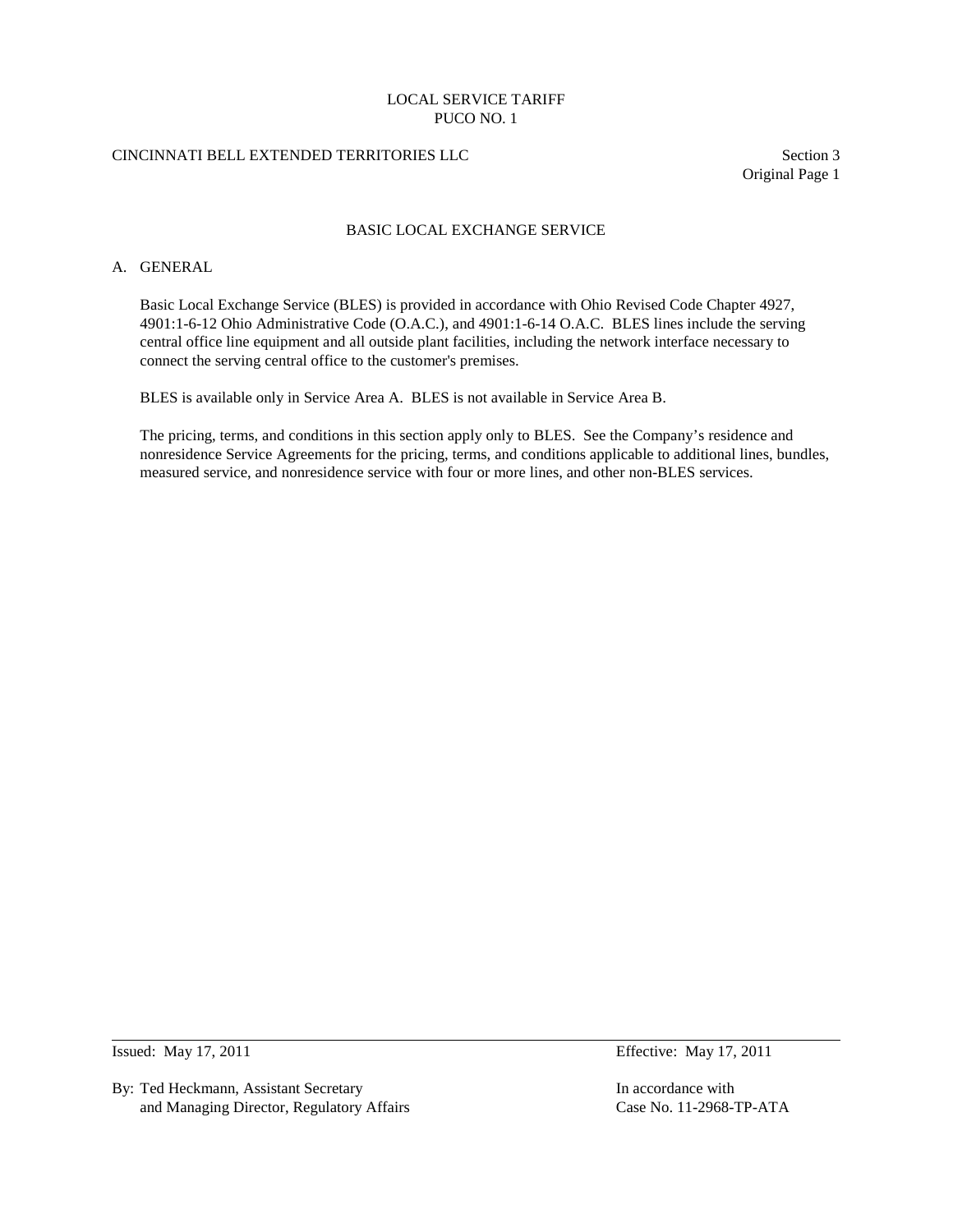# BASIC LOCAL EXCHANGE SERVICE

## A. GENERAL

Basic Local Exchange Service (BLES) is provided in accordance with Ohio Revised Code Chapter 4927, 4901:1-6-12 Ohio Administrative Code (O.A.C.), and 4901:1-6-14 O.A.C. BLES lines include the serving central office line equipment and all outside plant facilities, including the network interface necessary to connect the serving central office to the customer's premises.

BLES is available only in Service Area A. BLES is not available in Service Area B.

The pricing, terms, and conditions in this section apply only to BLES. See the Company's residence and nonresidence Service Agreements for the pricing, terms, and conditions applicable to additional lines, bundles, measured service, and nonresidence service with four or more lines, and other non-BLES services.

Issued: May 17, 2011 Effective: May 17, 2011

By: Ted Heckmann, Assistant Secretary and Managing Director, Regulatory Affairs

In accordance with Case No. 11-2968-TP-ATA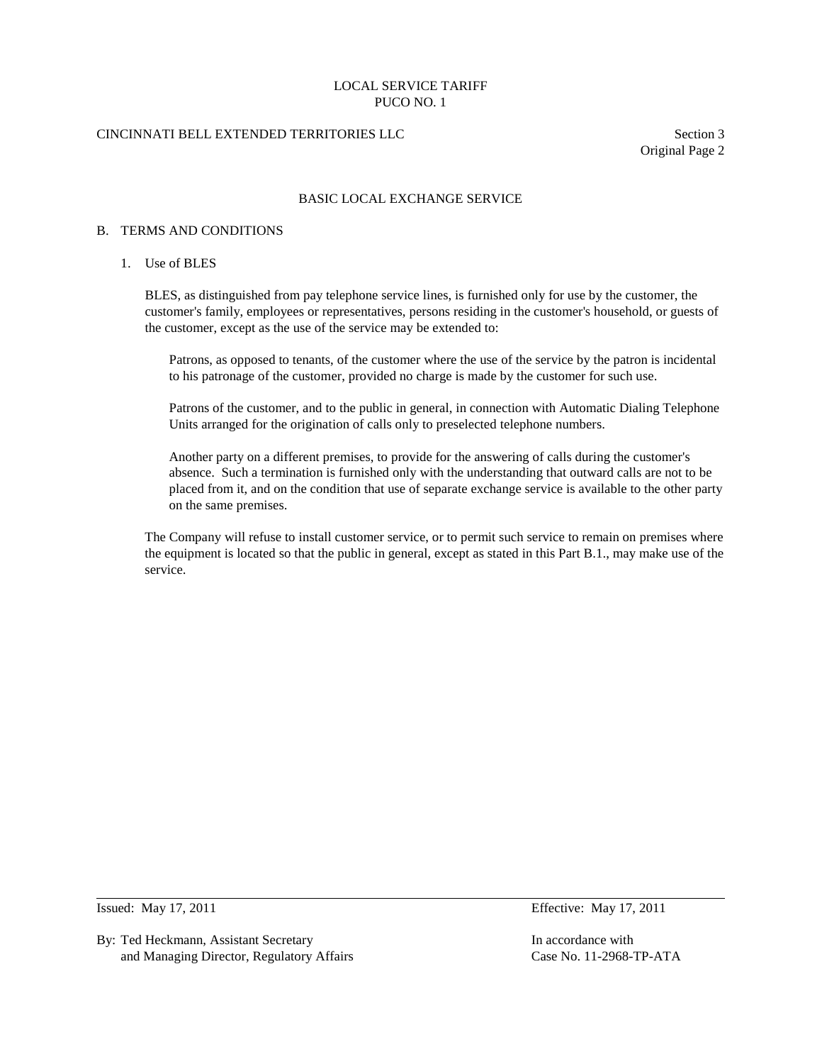## BASIC LOCAL EXCHANGE SERVICE

### B. TERMS AND CONDITIONS

#### 1. Use of BLES

BLES, as distinguished from pay telephone service lines, is furnished only for use by the customer, the customer's family, employees or representatives, persons residing in the customer's household, or guests of the customer, except as the use of the service may be extended to:

Patrons, as opposed to tenants, of the customer where the use of the service by the patron is incidental to his patronage of the customer, provided no charge is made by the customer for such use.

Patrons of the customer, and to the public in general, in connection with Automatic Dialing Telephone Units arranged for the origination of calls only to preselected telephone numbers.

Another party on a different premises, to provide for the answering of calls during the customer's absence. Such a termination is furnished only with the understanding that outward calls are not to be placed from it, and on the condition that use of separate exchange service is available to the other party on the same premises.

The Company will refuse to install customer service, or to permit such service to remain on premises where the equipment is located so that the public in general, except as stated in this Part B.1., may make use of the service.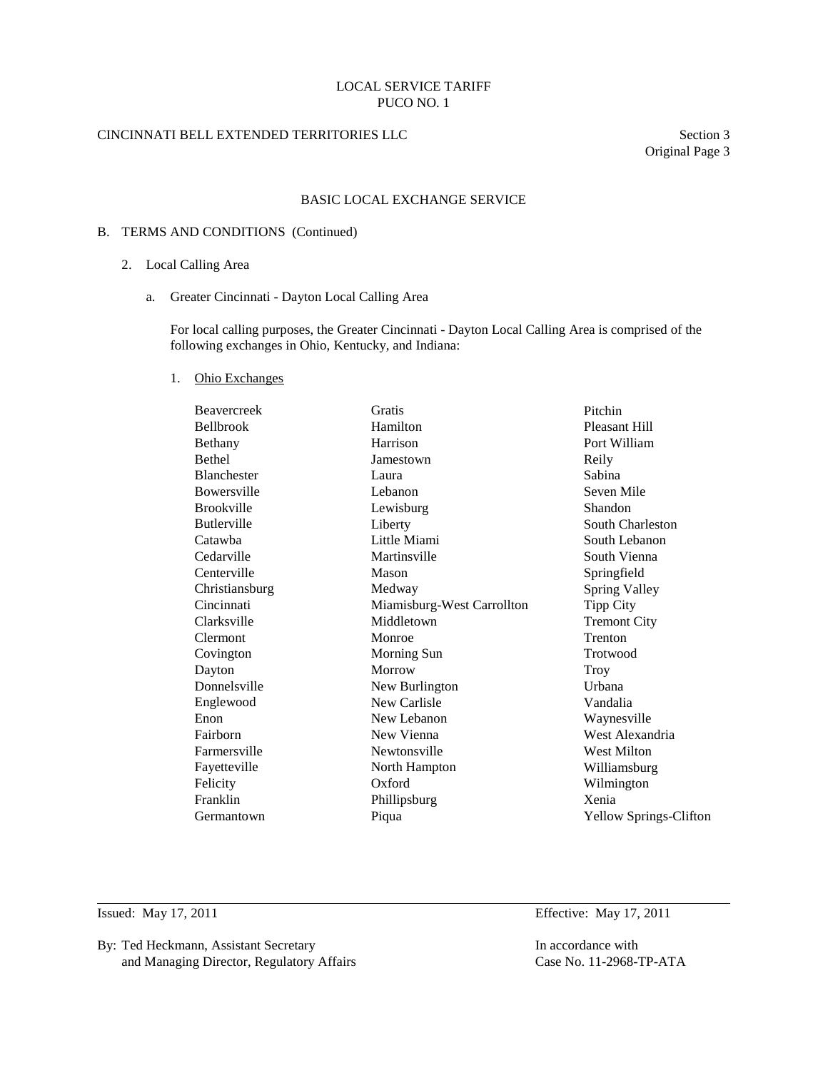# BASIC LOCAL EXCHANGE SERVICE

B. TERMS AND CONDITIONS (Continued)

2. Local Calling Area

   a. Greater Cincinnati - Dayton Local Calling Area

      For local calling purposes, the Greater Cincinnati - Dayton Local Calling Area is comprised of the following exchanges in Ohio, Kentucky, and Indiana:

      1. Ohio Exchanges

| | | |
|---|---|---|
| Beavercreek | Gratis | Pitchin |
| Bellbrook | Hamilton | Pleasant Hill |
| Bethany | Harrison | Port William |
| Bethel | Jamestown | Reily |
| Blanchester | Laura | Sabina |
| Bowersville | Lebanon | Seven Mile |
| Brookville | Lewisburg | Shandon |
| Butlerville | Liberty | South Charleston |
| Catawba | Little Miami | South Lebanon |
| Cedarville | Martinsville | South Vienna |
| Centerville | Mason | Springfield |
| Christiansburg | Medway | Spring Valley |
| Cincinnati | Miamisburg-West Carrollton | Tipp City |
| Clarksville | Middletown | Tremont City |
| Clermont | Monroe | Trenton |
| Covington | Morning Sun | Trotwood |
| Dayton | Morrow | Troy |
| Donnelsville | New Burlington | Urbana |
| Englewood | New Carlisle | Vandalia |
| Enon | New Lebanon | Waynesville |
| Fairborn | New Vienna | West Alexandria |
| Farmersville | Newtonsville | West Milton |
| Fayetteville | North Hampton | Williamsburg |
| Felicity | Oxford | Wilmington |
| Franklin | Phillipsburg | Xenia |
| Germantown | Piqua | Yellow Springs-Clifton |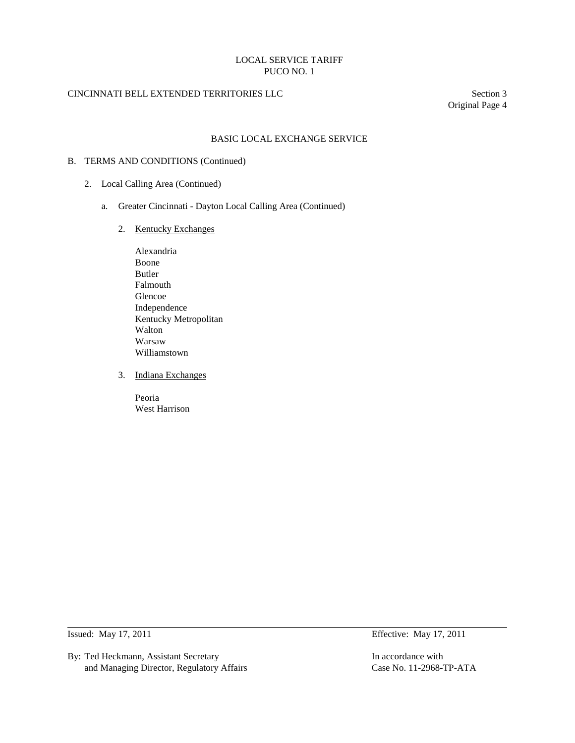BASIC LOCAL EXCHANGE SERVICE

B. TERMS AND CONDITIONS (Continued)

2. Local Calling Area (Continued)

a. Greater Cincinnati - Dayton Local Calling Area (Continued)

2. Kentucky Exchanges

Alexandria
Boone
Butler
Falmouth
Glencoe
Independence
Kentucky Metropolitan
Walton
Warsaw
Williamstown

3. Indiana Exchanges

Peoria
West Harrison

Issued: May 17, 2011 Effective: May 17, 2011

By: Ted Heckmann, Assistant Secretary and Managing Director, Regulatory Affairs

In accordance with Case No. 11-2968-TP-ATA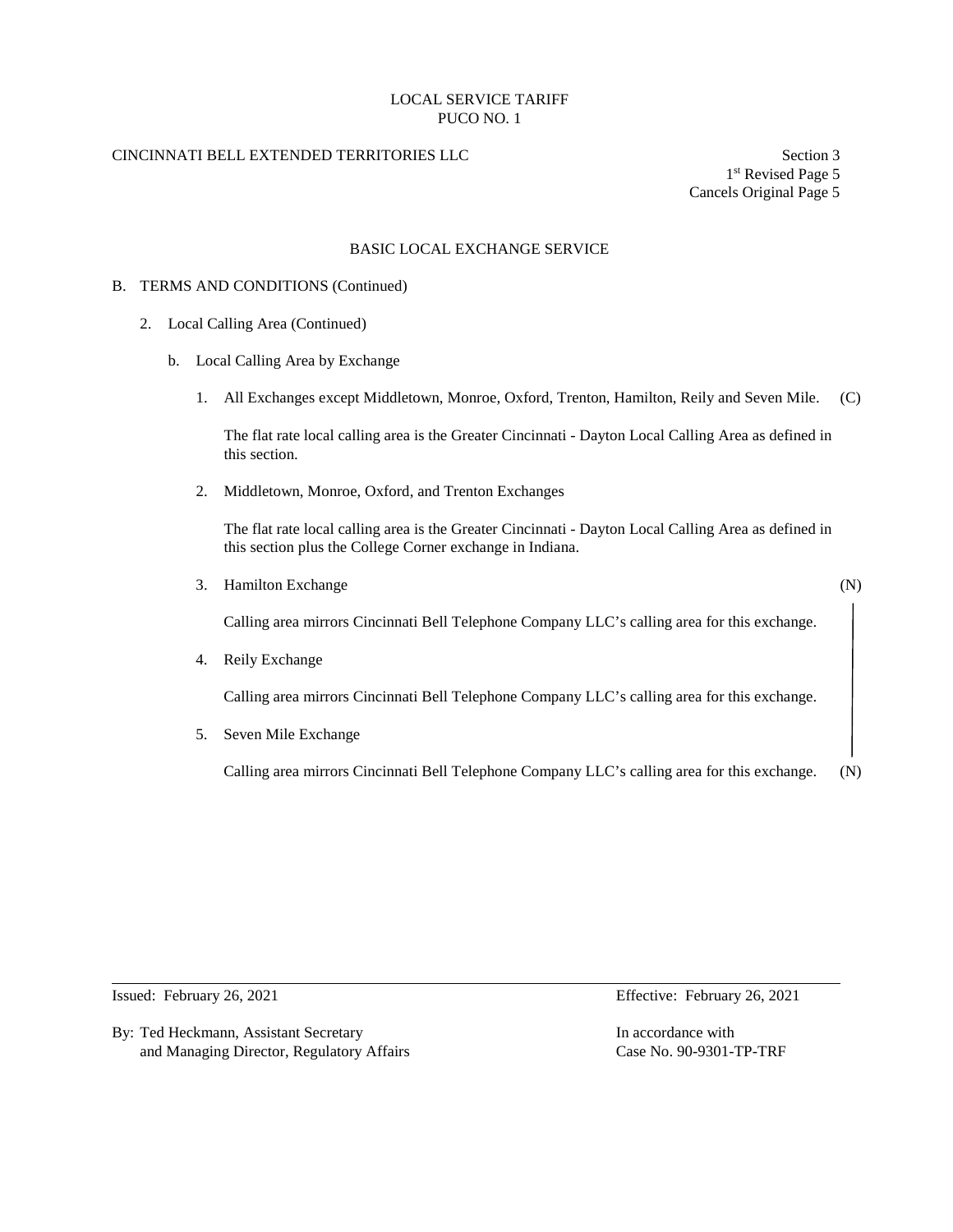LOCAL SERVICE TARIFF
PUCO NO. 1

CINCINNATI BELL EXTENDED TERRITORIES LLC

Section 3
1st Revised Page 5
Cancels Original Page 5

## BASIC LOCAL EXCHANGE SERVICE

B. TERMS AND CONDITIONS (Continued)

2. Local Calling Area (Continued)

b. Local Calling Area by Exchange

1. All Exchanges except Middletown, Monroe, Oxford, Trenton, Hamilton, Reily and Seven Mile. (C)

The flat rate local calling area is the Greater Cincinnati - Dayton Local Calling Area as defined in this section.

2. Middletown, Monroe, Oxford, and Trenton Exchanges

The flat rate local calling area is the Greater Cincinnati - Dayton Local Calling Area as defined in this section plus the College Corner exchange in Indiana.

3. Hamilton Exchange (N)

Calling area mirrors Cincinnati Bell Telephone Company LLC's calling area for this exchange.

4. Reily Exchange

Calling area mirrors Cincinnati Bell Telephone Company LLC's calling area for this exchange.

5. Seven Mile Exchange

Calling area mirrors Cincinnati Bell Telephone Company LLC's calling area for this exchange. (N)

Issued: February 26, 2021

Effective: February 26, 2021

By: Ted Heckmann, Assistant Secretary
and Managing Director, Regulatory Affairs

In accordance with
Case No. 90-9301-TP-TRF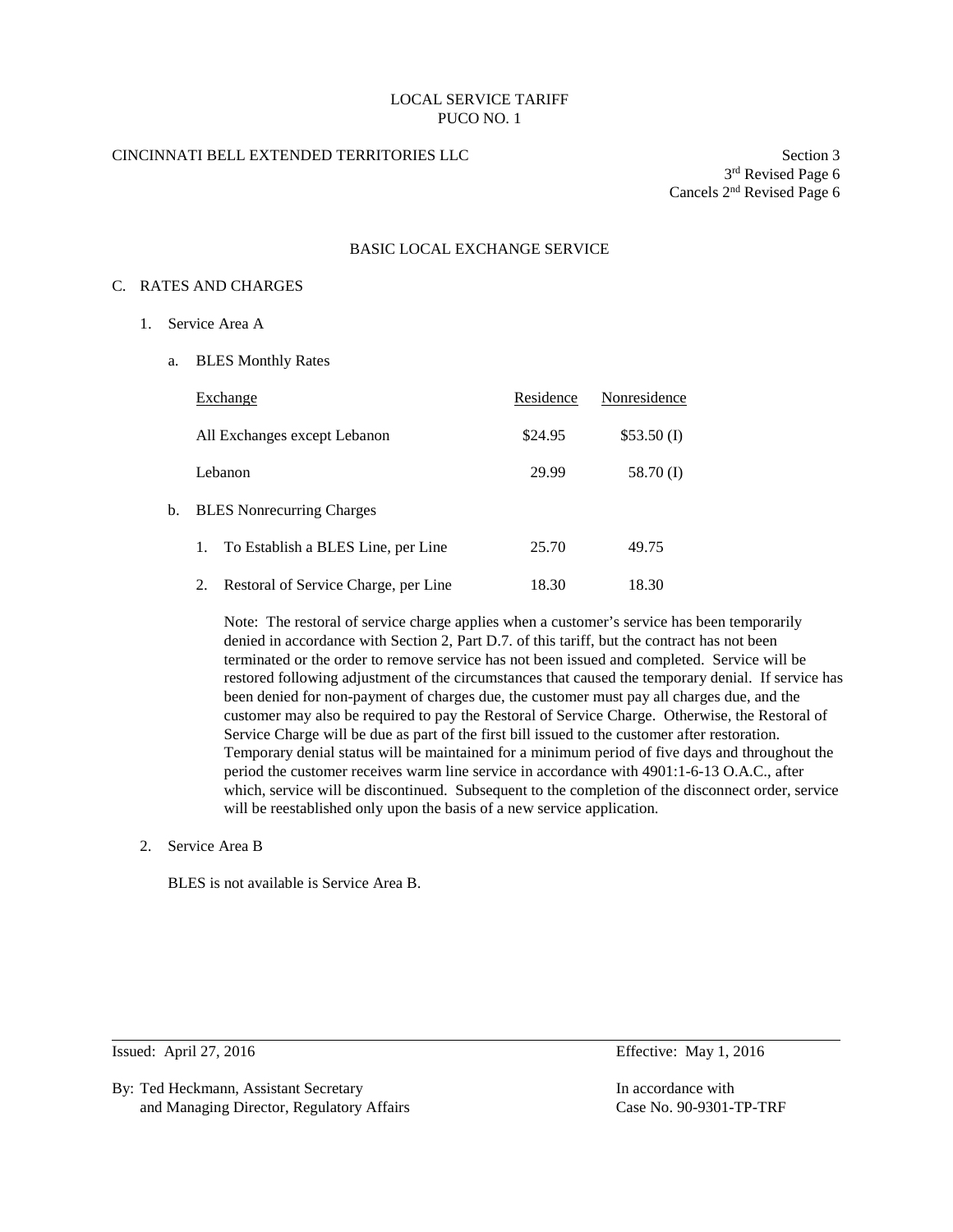LOCAL SERVICE TARIFF
PUCO NO. 1

CINCINNATI BELL EXTENDED TERRITORIES LLC

Section 3
3rd Revised Page 6
Cancels 2nd Revised Page 6

## BASIC LOCAL EXCHANGE SERVICE

C. RATES AND CHARGES

1. Service Area A

   a. BLES Monthly Rates

| Exchange | Residence | Nonresidence |
|---|---|---|
| All Exchanges except Lebanon | $24.95 | $53.50 (I) |
| Lebanon | 29.99 | 58.70 (I) |

   b. BLES Nonrecurring Charges

| | Residence | Nonresidence |
|---|---|---|
| 1. To Establish a BLES Line, per Line | 25.70 | 49.75 |
| 2. Restoral of Service Charge, per Line | 18.30 | 18.30 |

Note: The restoral of service charge applies when a customer's service has been temporarily denied in accordance with Section 2, Part D.7. of this tariff, but the contract has not been terminated or the order to remove service has not been issued and completed. Service will be restored following adjustment of the circumstances that caused the temporary denial. If service has been denied for non-payment of charges due, the customer must pay all charges due, and the customer may also be required to pay the Restoral of Service Charge. Otherwise, the Restoral of Service Charge will be due as part of the first bill issued to the customer after restoration. Temporary denial status will be maintained for a minimum period of five days and throughout the period the customer receives warm line service in accordance with 4901:1-6-13 O.A.C., after which, service will be discontinued. Subsequent to the completion of the disconnect order, service will be reestablished only upon the basis of a new service application.

2. Service Area B

   BLES is not available is Service Area B.

Issued: April 27, 2016

Effective: May 1, 2016

By: Ted Heckmann, Assistant Secretary
and Managing Director, Regulatory Affairs

In accordance with
Case No. 90-9301-TP-TRF